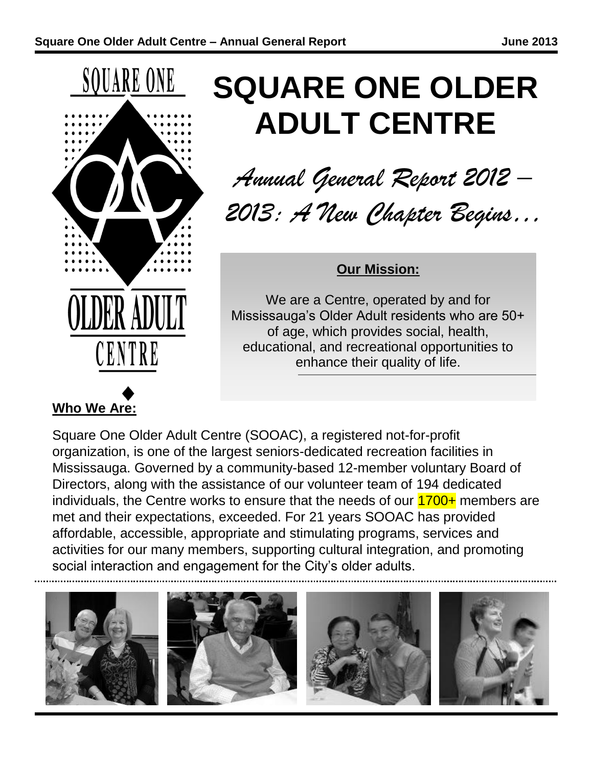# SQUARE ONE OLDER ADULT CENTRE

*Annual General Report 2012 – 2013: A New Chapter Begins…*

**Our Mission:**

We are a Centre, operated by and for Mississauga's Older Adult residents who are 50+ of age, which provides social, health, educational, and recreational opportunities to enhance their quality of life.

## Who We Are:

Square One Older Adult Centre (SOOAC), a registered not-for-profit organization, is one of the largest seniors-dedicated recreation facilities in Mississauga. Governed by a community-based 12-member voluntary Board of Directors, along with the assistance of our volunteer team of 194 dedicated individuals, the Centre works to ensure that the needs of our 1700+ members are met and their expectations, exceeded. For 21 years SOOAC has provided affordable, accessible, appropriate and stimulating programs, services and activities for our many members, supporting cultural integration, and promoting social interaction and engagement for the City's older adults.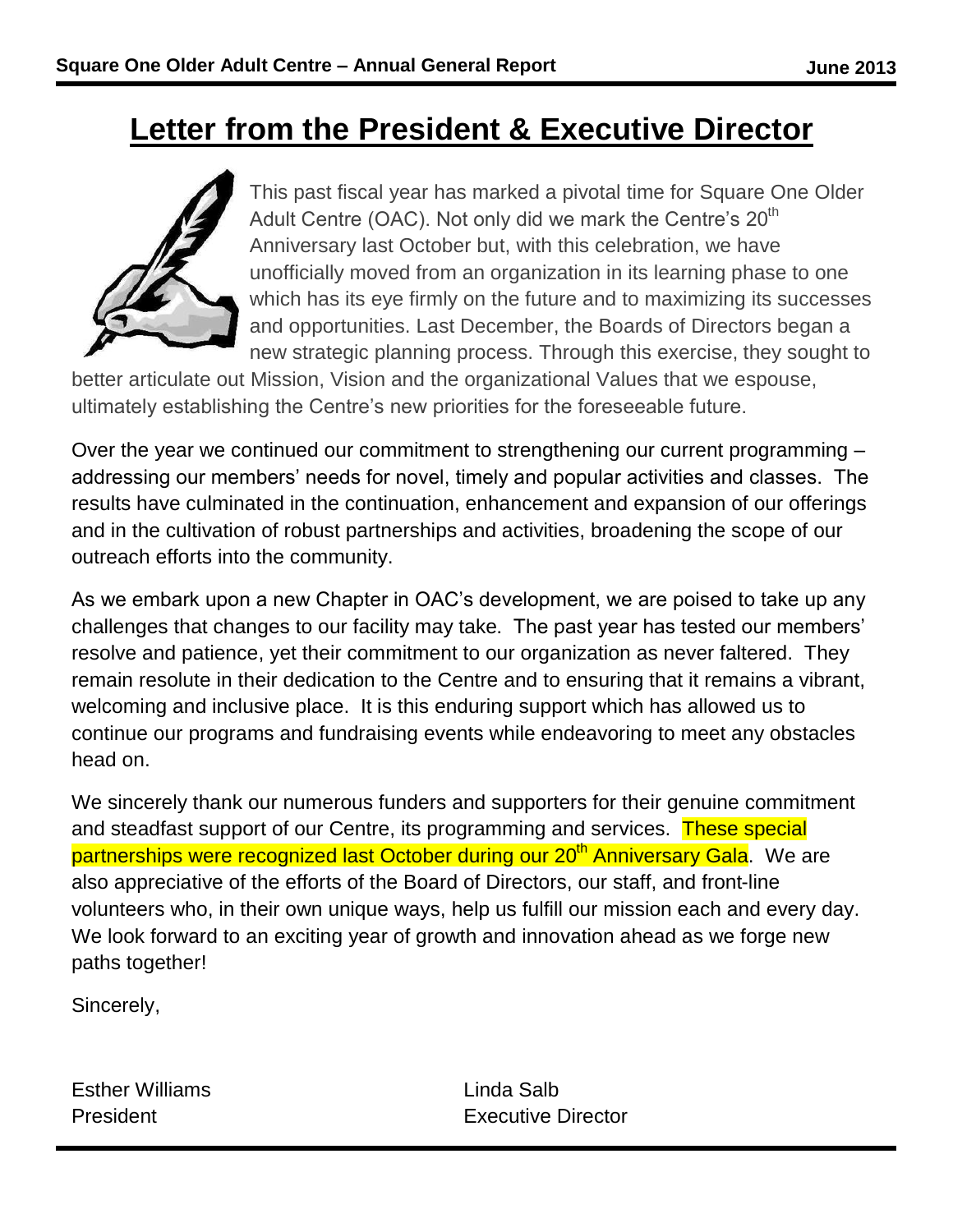# Letter from the President & Executive Director

This past fiscal year has marked a pivotal time for Square One Older Adult Centre (OAC). Not only did we mark the Centre's 20th Anniversary last October but, with this celebration, we have unofficially moved from an organization in its learning phase to one which has its eye firmly on the future and to maximizing its successes and opportunities. Last December, the Boards of Directors began a new strategic planning process. Through this exercise, they sought to better articulate out Mission, Vision and the organizational Values that we espouse, ultimately establishing the Centre's new priorities for the foreseeable future.

Over the year we continued our commitment to strengthening our current programming – addressing our members' needs for novel, timely and popular activities and classes. The results have culminated in the continuation, enhancement and expansion of our offerings and in the cultivation of robust partnerships and activities, broadening the scope of our outreach efforts into the community.

As we embark upon a new Chapter in OAC's development, we are poised to take up any challenges that changes to our facility may take. The past year has tested our members' resolve and patience, yet their commitment to our organization as never faltered. They remain resolute in their dedication to the Centre and to ensuring that it remains a vibrant, welcoming and inclusive place. It is this enduring support which has allowed us to continue our programs and fundraising events while endeavoring to meet any obstacles head on.

We sincerely thank our numerous funders and supporters for their genuine commitment and steadfast support of our Centre, its programming and services. These special partnerships were recognized last October during our 20th Anniversary Gala. We are also appreciative of the efforts of the Board of Directors, our staff, and front-line volunteers who, in their own unique ways, help us fulfill our mission each and every day. We look forward to an exciting year of growth and innovation ahead as we forge new paths together!

Sincerely,

Esther Williams
President

Linda Salb
Executive Director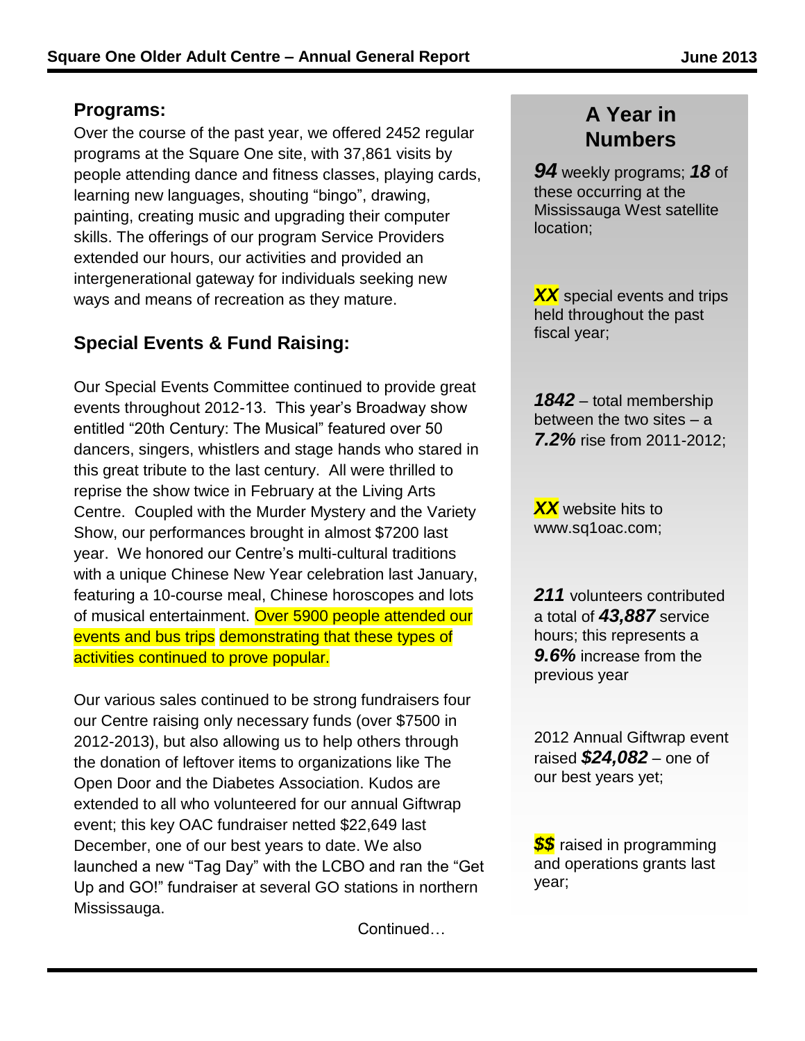## Programs:

Over the course of the past year, we offered 2452 regular programs at the Square One site, with 37,861 visits by people attending dance and fitness classes, playing cards, learning new languages, shouting "bingo", drawing, painting, creating music and upgrading their computer skills. The offerings of our program Service Providers extended our hours, our activities and provided an intergenerational gateway for individuals seeking new ways and means of recreation as they mature.

## Special Events & Fund Raising:

Our Special Events Committee continued to provide great events throughout 2012-13. This year's Broadway show entitled "20th Century: The Musical" featured over 50 dancers, singers, whistlers and stage hands who stared in this great tribute to the last century. All were thrilled to reprise the show twice in February at the Living Arts Centre. Coupled with the Murder Mystery and the Variety Show, our performances brought in almost $7200 last year. We honored our Centre's multi-cultural traditions with a unique Chinese New Year celebration last January, featuring a 10-course meal, Chinese horoscopes and lots of musical entertainment. Over 5900 people attended our events and bus trips demonstrating that these types of activities continued to prove popular.

Our various sales continued to be strong fundraisers four our Centre raising only necessary funds (over $7500 in 2012-2013), but also allowing us to help others through the donation of leftover items to organizations like The Open Door and the Diabetes Association. Kudos are extended to all who volunteered for our annual Giftwrap event; this key OAC fundraiser netted $22,649 last December, one of our best years to date. We also launched a new "Tag Day" with the LCBO and ran the "Get Up and GO!" fundraiser at several GO stations in northern Mississauga.

Continued…

## A Year in Numbers

***94*** weekly programs; ***18*** of these occurring at the Mississauga West satellite location;

***XX*** special events and trips held throughout the past fiscal year;

***1842*** – total membership between the two sites – a ***7.2%*** rise from 2011-2012;

***XX*** website hits to www.sq1oac.com;

***211*** volunteers contributed a total of ***43,887*** service hours; this represents a ***9.6%*** increase from the previous year

2012 Annual Giftwrap event raised ***$24,082*** – one of our best years yet;

***$$*** raised in programming and operations grants last year;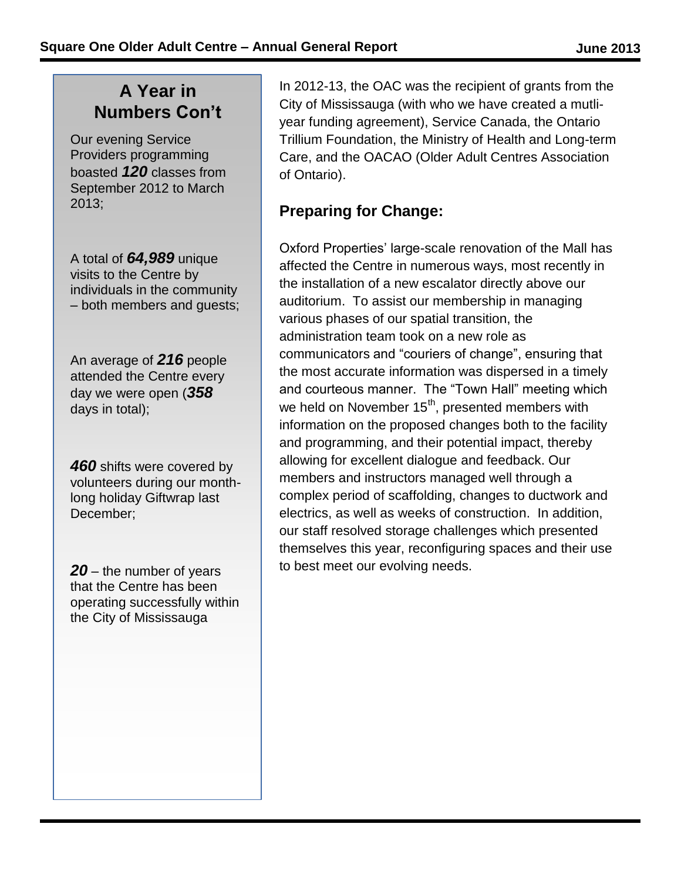## A Year in Numbers Con't

Our evening Service Providers programming boasted ***120*** classes from September 2012 to March 2013;

A total of ***64,989*** unique visits to the Centre by individuals in the community – both members and guests;

An average of ***216*** people attended the Centre every day we were open (***358*** days in total);

***460*** shifts were covered by volunteers during our month-long holiday Giftwrap last December;

***20*** – the number of years that the Centre has been operating successfully within the City of Mississauga

In 2012-13, the OAC was the recipient of grants from the City of Mississauga (with who we have created a mutli-year funding agreement), Service Canada, the Ontario Trillium Foundation, the Ministry of Health and Long-term Care, and the OACAO (Older Adult Centres Association of Ontario).

## Preparing for Change:

Oxford Properties' large-scale renovation of the Mall has affected the Centre in numerous ways, most recently in the installation of a new escalator directly above our auditorium. To assist our membership in managing various phases of our spatial transition, the administration team took on a new role as communicators and "couriers of change", ensuring that the most accurate information was dispersed in a timely and courteous manner. The "Town Hall" meeting which we held on November 15th, presented members with information on the proposed changes both to the facility and programming, and their potential impact, thereby allowing for excellent dialogue and feedback. Our members and instructors managed well through a complex period of scaffolding, changes to ductwork and electrics, as well as weeks of construction. In addition, our staff resolved storage challenges which presented themselves this year, reconfiguring spaces and their use to best meet our evolving needs.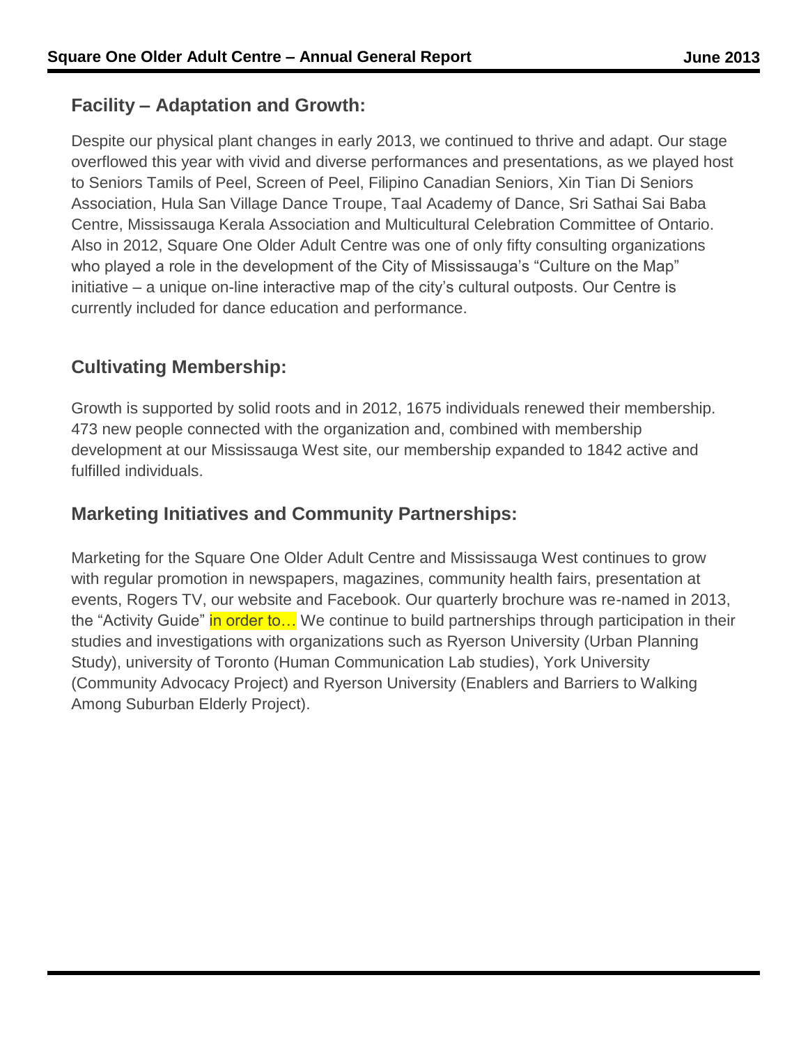## Facility – Adaptation and Growth:

Despite our physical plant changes in early 2013, we continued to thrive and adapt. Our stage overflowed this year with vivid and diverse performances and presentations, as we played host to Seniors Tamils of Peel, Screen of Peel, Filipino Canadian Seniors, Xin Tian Di Seniors Association, Hula San Village Dance Troupe, Taal Academy of Dance, Sri Sathai Sai Baba Centre, Mississauga Kerala Association and Multicultural Celebration Committee of Ontario. Also in 2012, Square One Older Adult Centre was one of only fifty consulting organizations who played a role in the development of the City of Mississauga's "Culture on the Map" initiative – a unique on-line interactive map of the city's cultural outposts. Our Centre is currently included for dance education and performance.

## Cultivating Membership:

Growth is supported by solid roots and in 2012, 1675 individuals renewed their membership. 473 new people connected with the organization and, combined with membership development at our Mississauga West site, our membership expanded to 1842 active and fulfilled individuals.

## Marketing Initiatives and Community Partnerships:

Marketing for the Square One Older Adult Centre and Mississauga West continues to grow with regular promotion in newspapers, magazines, community health fairs, presentation at events, Rogers TV, our website and Facebook. Our quarterly brochure was re-named in 2013, the "Activity Guide" in order to… We continue to build partnerships through participation in their studies and investigations with organizations such as Ryerson University (Urban Planning Study), university of Toronto (Human Communication Lab studies), York University (Community Advocacy Project) and Ryerson University (Enablers and Barriers to Walking Among Suburban Elderly Project).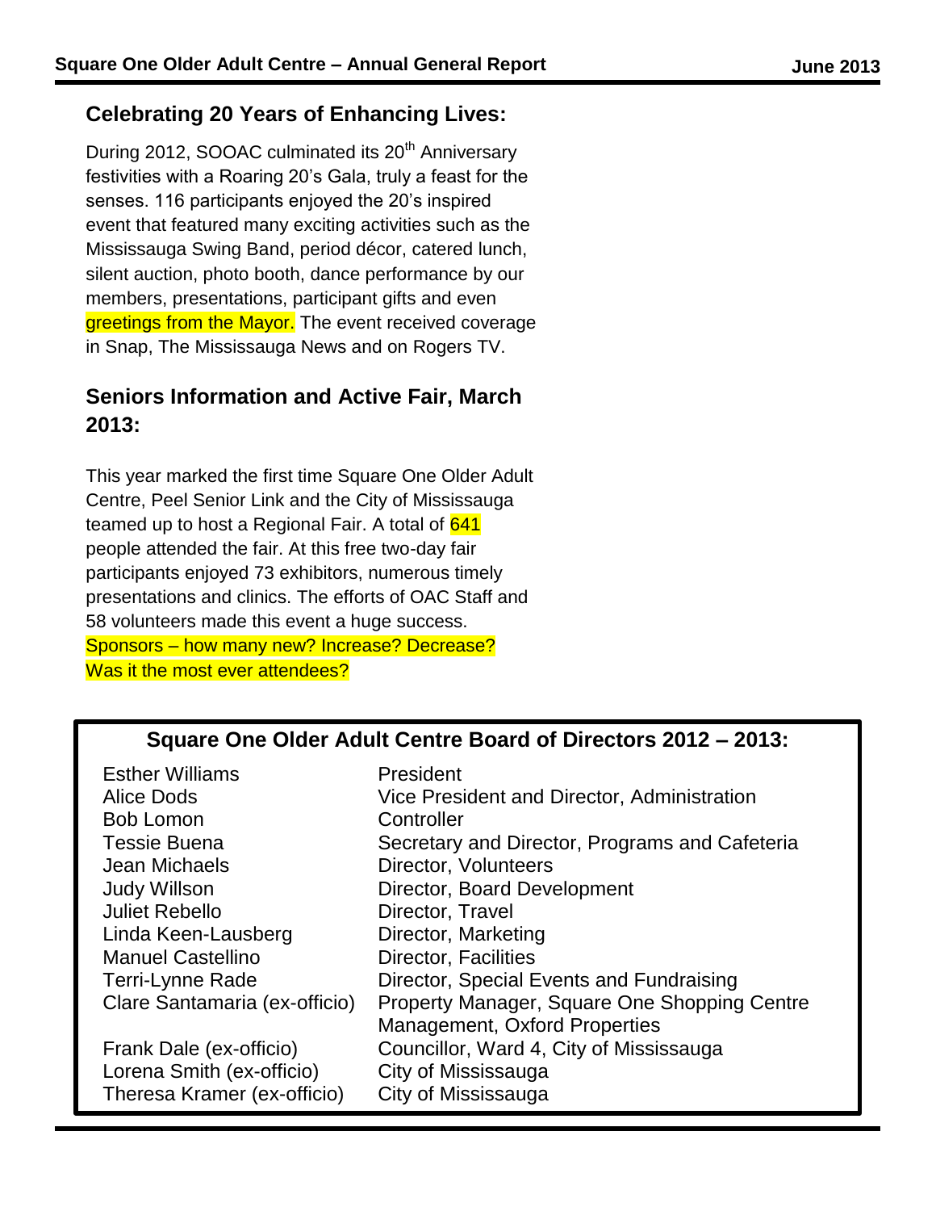## Celebrating 20 Years of Enhancing Lives:

During 2012, SOOAC culminated its 20th Anniversary festivities with a Roaring 20's Gala, truly a feast for the senses. 116 participants enjoyed the 20's inspired event that featured many exciting activities such as the Mississauga Swing Band, period décor, catered lunch, silent auction, photo booth, dance performance by our members, presentations, participant gifts and even greetings from the Mayor. The event received coverage in Snap, The Mississauga News and on Rogers TV.

## Seniors Information and Active Fair, March 2013:

This year marked the first time Square One Older Adult Centre, Peel Senior Link and the City of Mississauga teamed up to host a Regional Fair. A total of 641 people attended the fair. At this free two-day fair participants enjoyed 73 exhibitors, numerous timely presentations and clinics. The efforts of OAC Staff and 58 volunteers made this event a huge success. Sponsors – how many new? Increase? Decrease? Was it the most ever attendees?

## Square One Older Adult Centre Board of Directors 2012 – 2013:

| Name | Position |
|---|---|
| Esther Williams | President |
| Alice Dods | Vice President and Director, Administration |
| Bob Lomon | Controller |
| Tessie Buena | Secretary and Director, Programs and Cafeteria |
| Jean Michaels | Director, Volunteers |
| Judy Willson | Director, Board Development |
| Juliet Rebello | Director, Travel |
| Linda Keen-Lausberg | Director, Marketing |
| Manuel Castellino | Director, Facilities |
| Terri-Lynne Rade | Director, Special Events and Fundraising |
| Clare Santamaria (ex-officio) | Property Manager, Square One Shopping Centre Management, Oxford Properties |
| Frank Dale (ex-officio) | Councillor, Ward 4, City of Mississauga |
| Lorena Smith (ex-officio) | City of Mississauga |
| Theresa Kramer (ex-officio) | City of Mississauga |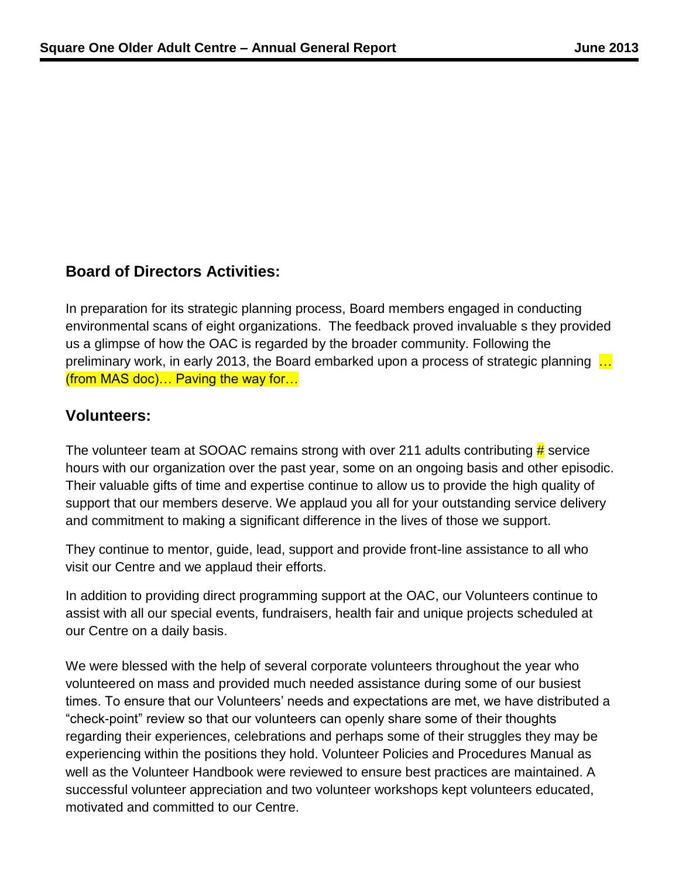## Board of Directors Activities:

In preparation for its strategic planning process, Board members engaged in conducting environmental scans of eight organizations. The feedback proved invaluable s they provided us a glimpse of how the OAC is regarded by the broader community. Following the preliminary work, in early 2013, the Board embarked upon a process of strategic planning … (from MAS doc)… Paving the way for…

## Volunteers:

The volunteer team at SOOAC remains strong with over 211 adults contributing # service hours with our organization over the past year, some on an ongoing basis and other episodic. Their valuable gifts of time and expertise continue to allow us to provide the high quality of support that our members deserve. We applaud you all for your outstanding service delivery and commitment to making a significant difference in the lives of those we support.

They continue to mentor, guide, lead, support and provide front-line assistance to all who visit our Centre and we applaud their efforts.

In addition to providing direct programming support at the OAC, our Volunteers continue to assist with all our special events, fundraisers, health fair and unique projects scheduled at our Centre on a daily basis.

We were blessed with the help of several corporate volunteers throughout the year who volunteered on mass and provided much needed assistance during some of our busiest times. To ensure that our Volunteers' needs and expectations are met, we have distributed a "check-point" review so that our volunteers can openly share some of their thoughts regarding their experiences, celebrations and perhaps some of their struggles they may be experiencing within the positions they hold. Volunteer Policies and Procedures Manual as well as the Volunteer Handbook were reviewed to ensure best practices are maintained. A successful volunteer appreciation and two volunteer workshops kept volunteers educated, motivated and committed to our Centre.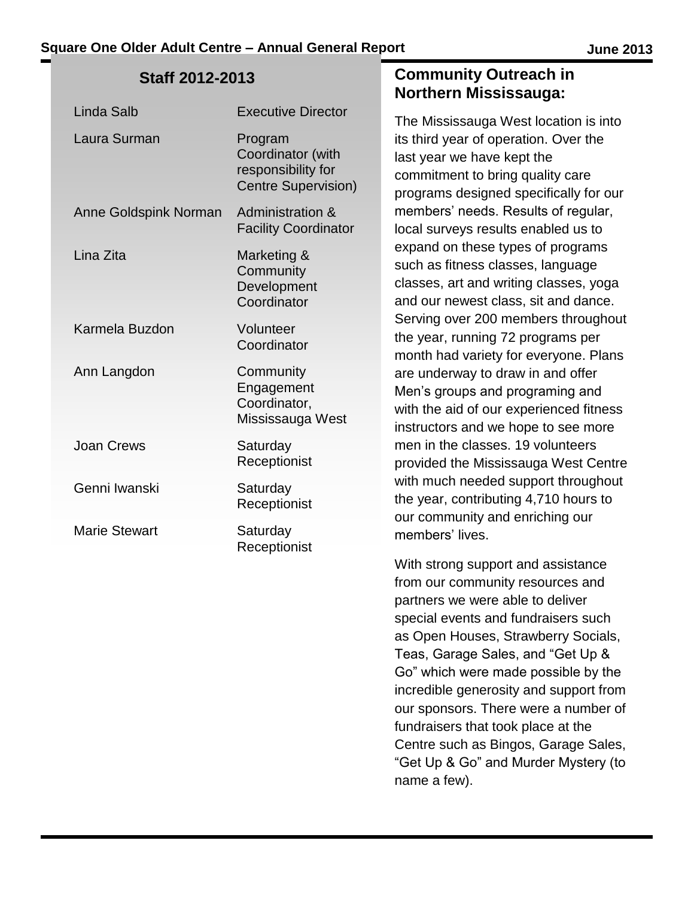## Staff 2012-2013

| | |
|---|---|
| Linda Salb | Executive Director |
| Laura Surman | Program Coordinator (with responsibility for Centre Supervision) |
| Anne Goldspink Norman | Administration & Facility Coordinator |
| Lina Zita | Marketing & Community Development Coordinator |
| Karmela Buzdon | Volunteer Coordinator |
| Ann Langdon | Community Engagement Coordinator, Mississauga West |
| Joan Crews | Saturday Receptionist |
| Genni Iwanski | Saturday Receptionist |
| Marie Stewart | Saturday Receptionist |

## Community Outreach in Northern Mississauga:

The Mississauga West location is into its third year of operation. Over the last year we have kept the commitment to bring quality care programs designed specifically for our members' needs. Results of regular, local surveys results enabled us to expand on these types of programs such as fitness classes, language classes, art and writing classes, yoga and our newest class, sit and dance. Serving over 200 members throughout the year, running 72 programs per month had variety for everyone. Plans are underway to draw in and offer Men's groups and programing and with the aid of our experienced fitness instructors and we hope to see more men in the classes. 19 volunteers provided the Mississauga West Centre with much needed support throughout the year, contributing 4,710 hours to our community and enriching our members' lives.

With strong support and assistance from our community resources and partners we were able to deliver special events and fundraisers such as Open Houses, Strawberry Socials, Teas, Garage Sales, and "Get Up & Go" which were made possible by the incredible generosity and support from our sponsors. There were a number of fundraisers that took place at the Centre such as Bingos, Garage Sales, "Get Up & Go" and Murder Mystery (to name a few).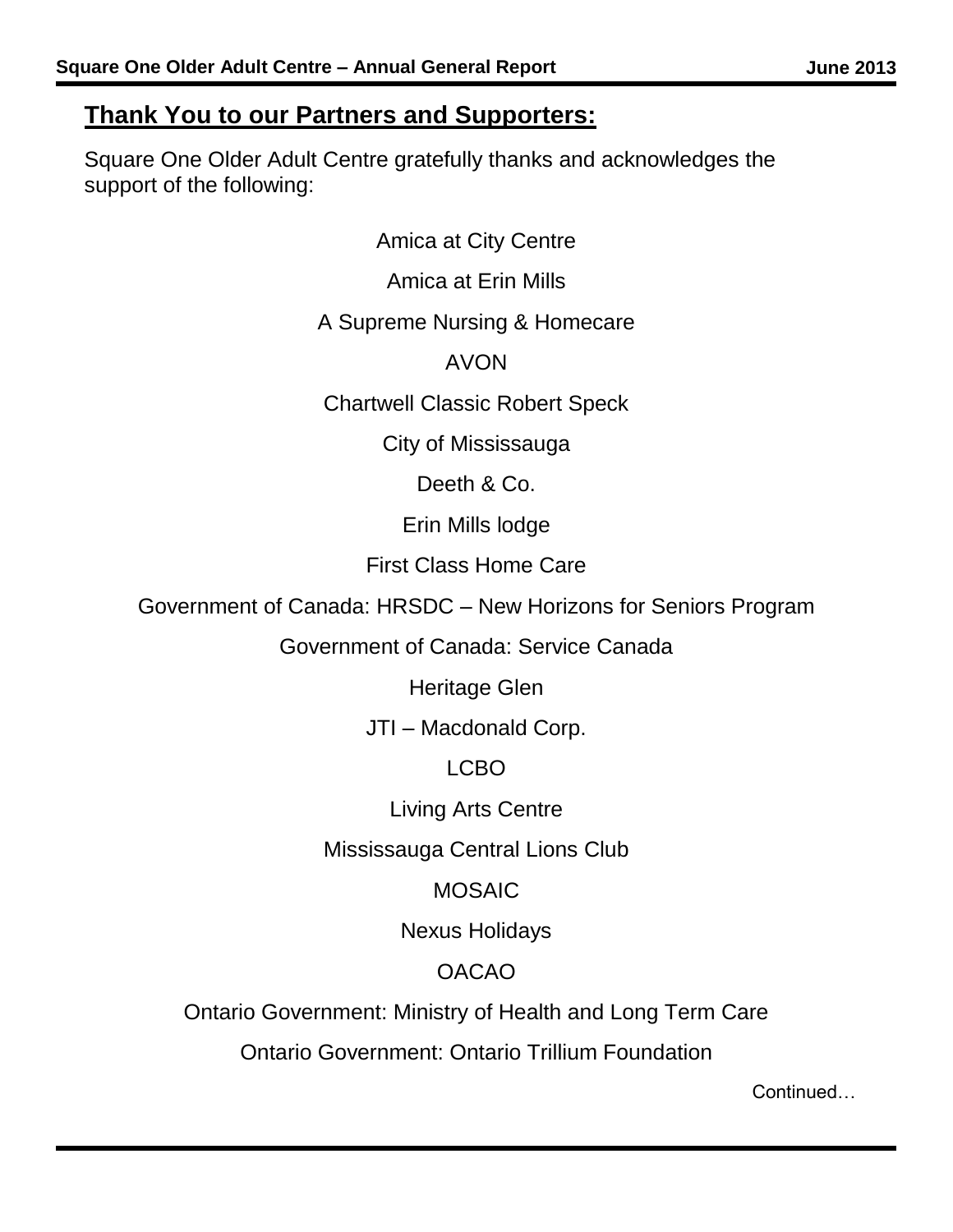## Thank You to our Partners and Supporters:

Square One Older Adult Centre gratefully thanks and acknowledges the support of the following:

Amica at City Centre

Amica at Erin Mills

A Supreme Nursing & Homecare

AVON

Chartwell Classic Robert Speck

City of Mississauga

Deeth & Co.

Erin Mills lodge

First Class Home Care

Government of Canada: HRSDC – New Horizons for Seniors Program

Government of Canada: Service Canada

Heritage Glen

JTI – Macdonald Corp.

LCBO

Living Arts Centre

Mississauga Central Lions Club

MOSAIC

Nexus Holidays

OACAO

Ontario Government: Ministry of Health and Long Term Care

Ontario Government: Ontario Trillium Foundation

Continued…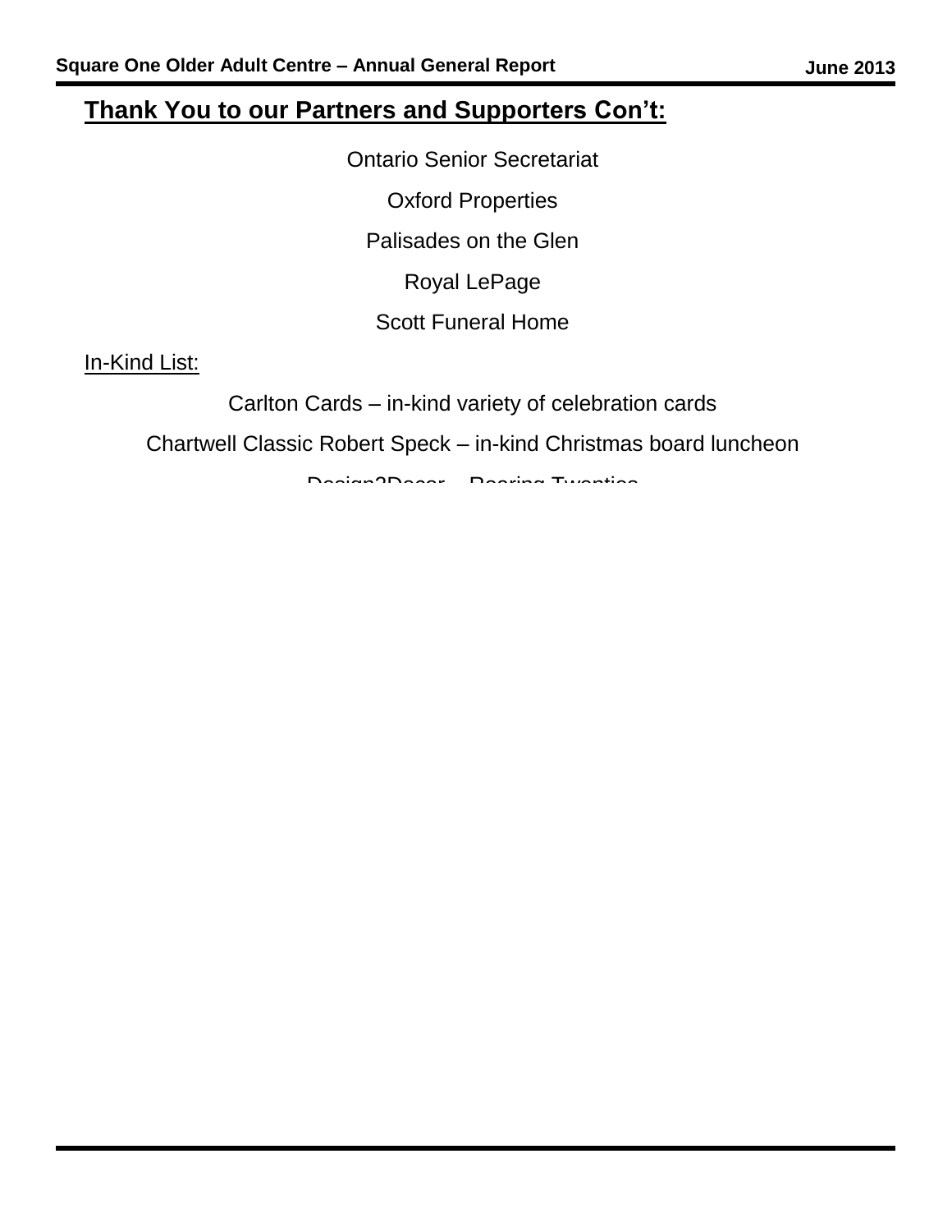## Thank You to our Partners and Supporters Con't:

Ontario Senior Secretariat

Oxford Properties

Palisades on the Glen

Royal LePage

Scott Funeral Home

In-Kind List:

Carlton Cards – in-kind variety of celebration cards

Chartwell Classic Robert Speck – in-kind Christmas board luncheon

Design2Decor – Roaring Twenties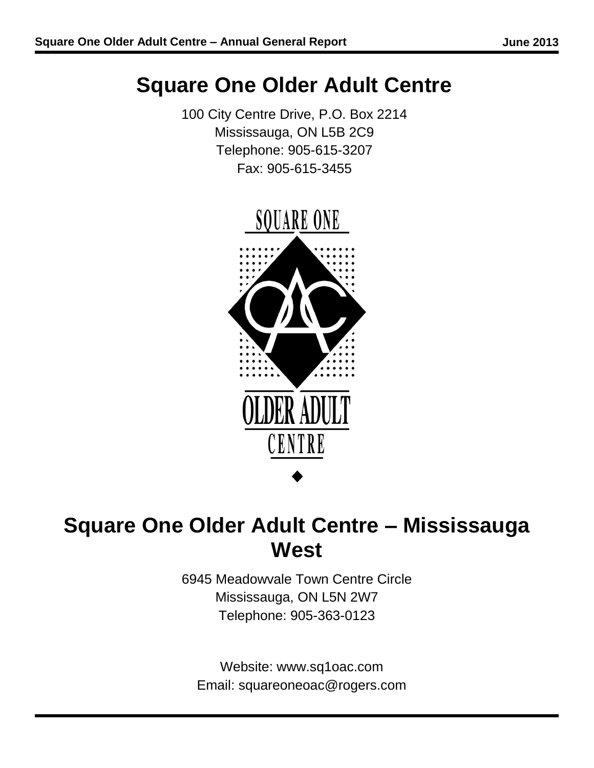# Square One Older Adult Centre

100 City Centre Drive, P.O. Box 2214
Mississauga, ON L5B 2C9
Telephone: 905-615-3207
Fax: 905-615-3455

SQUARE ONE

OLDER ADULT

CENTRE

# Square One Older Adult Centre – Mississauga West

6945 Meadowvale Town Centre Circle
Mississauga, ON L5N 2W7
Telephone: 905-363-0123

Website: www.sq1oac.com
Email: squareoneoac@rogers.com